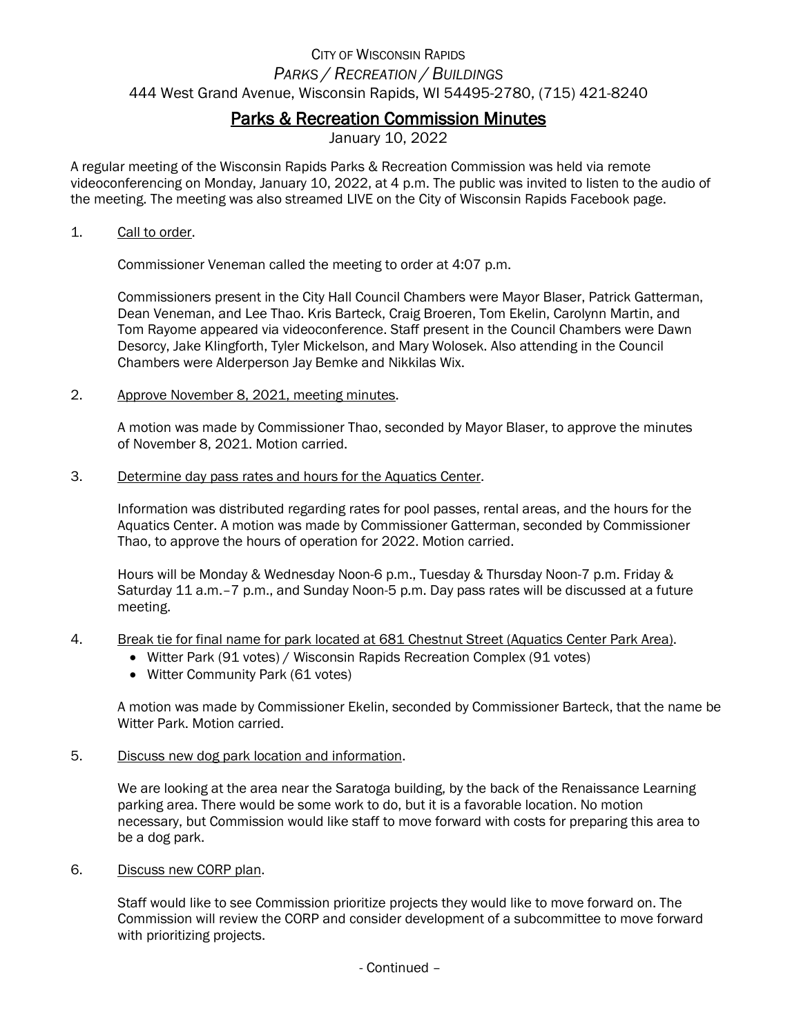City of Wisconsin Rapids

*Parks / Recreation / Buildings*

444 West Grand Avenue, Wisconsin Rapids, WI 54495-2780, (715) 421-8240

# Parks & Recreation Commission Minutes

January 10, 2022

A regular meeting of the Wisconsin Rapids Parks & Recreation Commission was held via remote videoconferencing on Monday, January 10, 2022, at 4 p.m. The public was invited to listen to the audio of the meeting. The meeting was also streamed LIVE on the City of Wisconsin Rapids Facebook page.

1. Call to order.

   Commissioner Veneman called the meeting to order at 4:07 p.m.

   Commissioners present in the City Hall Council Chambers were Mayor Blaser, Patrick Gatterman, Dean Veneman, and Lee Thao. Kris Barteck, Craig Broeren, Tom Ekelin, Carolynn Martin, and Tom Rayome appeared via videoconference. Staff present in the Council Chambers were Dawn Desorcy, Jake Klingforth, Tyler Mickelson, and Mary Wolosek. Also attending in the Council Chambers were Alderperson Jay Bemke and Nikkilas Wix.

2. Approve November 8, 2021, meeting minutes.

   A motion was made by Commissioner Thao, seconded by Mayor Blaser, to approve the minutes of November 8, 2021. Motion carried.

3. Determine day pass rates and hours for the Aquatics Center.

   Information was distributed regarding rates for pool passes, rental areas, and the hours for the Aquatics Center. A motion was made by Commissioner Gatterman, seconded by Commissioner Thao, to approve the hours of operation for 2022. Motion carried.

   Hours will be Monday & Wednesday Noon-6 p.m., Tuesday & Thursday Noon-7 p.m. Friday & Saturday 11 a.m.–7 p.m., and Sunday Noon-5 p.m. Day pass rates will be discussed at a future meeting.

4. Break tie for final name for park located at 681 Chestnut Street (Aquatics Center Park Area).
   - Witter Park (91 votes) / Wisconsin Rapids Recreation Complex (91 votes)
   - Witter Community Park (61 votes)

   A motion was made by Commissioner Ekelin, seconded by Commissioner Barteck, that the name be Witter Park. Motion carried.

5. Discuss new dog park location and information.

   We are looking at the area near the Saratoga building, by the back of the Renaissance Learning parking area. There would be some work to do, but it is a favorable location. No motion necessary, but Commission would like staff to move forward with costs for preparing this area to be a dog park.

6. Discuss new CORP plan.

   Staff would like to see Commission prioritize projects they would like to move forward on. The Commission will review the CORP and consider development of a subcommittee to move forward with prioritizing projects.

- Continued –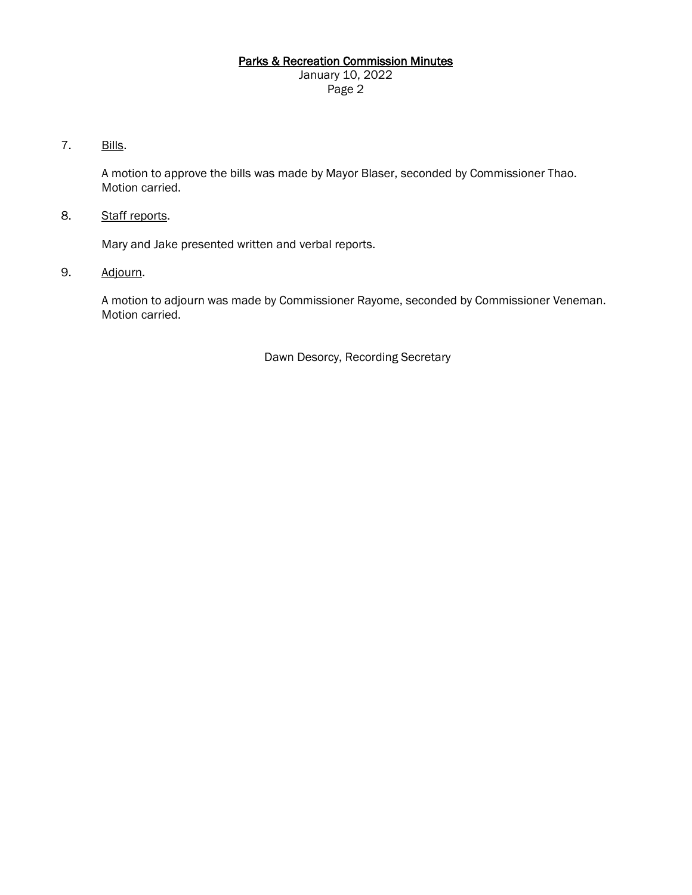7. Bills.

   A motion to approve the bills was made by Mayor Blaser, seconded by Commissioner Thao. Motion carried.

8. Staff reports.

   Mary and Jake presented written and verbal reports.

9. Adjourn.

   A motion to adjourn was made by Commissioner Rayome, seconded by Commissioner Veneman. Motion carried.

Dawn Desorcy, Recording Secretary